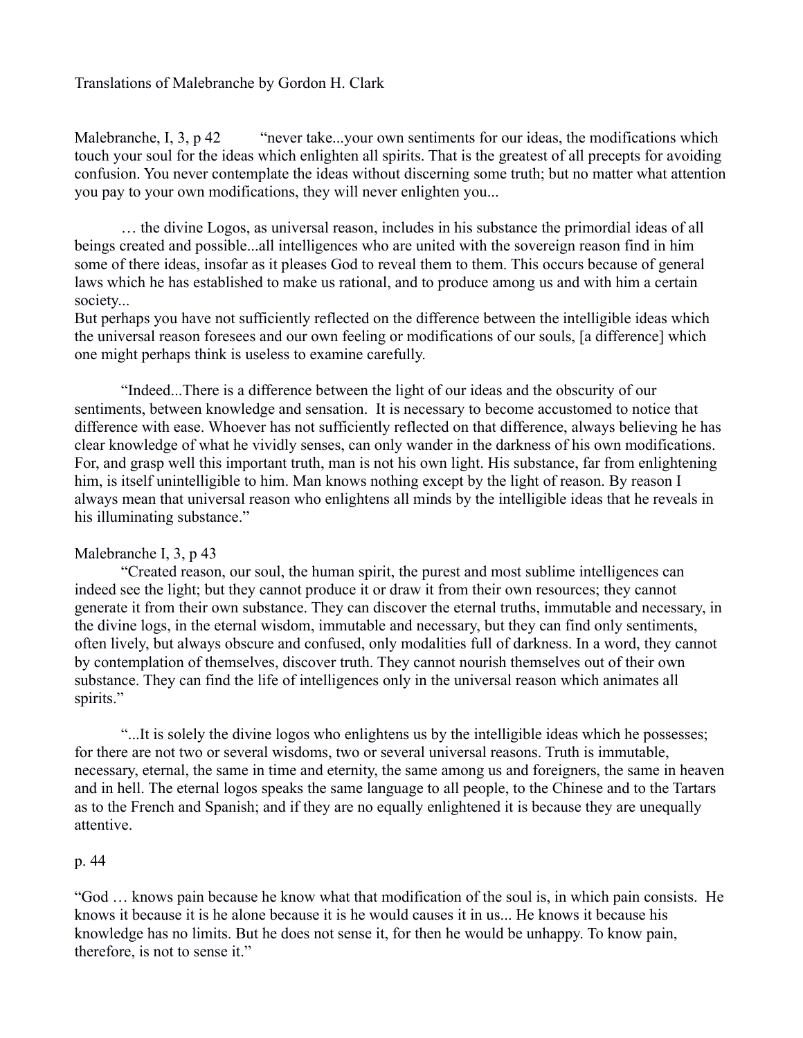Translations of Malebranche by Gordon H. Clark

Malebranche, I, 3, p 42 "never take...your own sentiments for our ideas, the modifications which touch your soul for the ideas which enlighten all spirits. That is the greatest of all precepts for avoiding confusion. You never contemplate the ideas without discerning some truth; but no matter what attention you pay to your own modifications, they will never enlighten you...

… the divine Logos, as universal reason, includes in his substance the primordial ideas of all beings created and possible...all intelligences who are united with the sovereign reason find in him some of there ideas, insofar as it pleases God to reveal them to them. This occurs because of general laws which he has established to make us rational, and to produce among us and with him a certain society...

But perhaps you have not sufficiently reflected on the difference between the intelligible ideas which the universal reason foresees and our own feeling or modifications of our souls, [a difference] which one might perhaps think is useless to examine carefully.

"Indeed...There is a difference between the light of our ideas and the obscurity of our sentiments, between knowledge and sensation. It is necessary to become accustomed to notice that difference with ease. Whoever has not sufficiently reflected on that difference, always believing he has clear knowledge of what he vividly senses, can only wander in the darkness of his own modifications. For, and grasp well this important truth, man is not his own light. His substance, far from enlightening him, is itself unintelligible to him. Man knows nothing except by the light of reason. By reason I always mean that universal reason who enlightens all minds by the intelligible ideas that he reveals in his illuminating substance."

Malebranche I, 3, p 43

"Created reason, our soul, the human spirit, the purest and most sublime intelligences can indeed see the light; but they cannot produce it or draw it from their own resources; they cannot generate it from their own substance. They can discover the eternal truths, immutable and necessary, in the divine logs, in the eternal wisdom, immutable and necessary, but they can find only sentiments, often lively, but always obscure and confused, only modalities full of darkness. In a word, they cannot by contemplation of themselves, discover truth. They cannot nourish themselves out of their own substance. They can find the life of intelligences only in the universal reason which animates all spirits."

"...It is solely the divine logos who enlightens us by the intelligible ideas which he possesses; for there are not two or several wisdoms, two or several universal reasons. Truth is immutable, necessary, eternal, the same in time and eternity, the same among us and foreigners, the same in heaven and in hell. The eternal logos speaks the same language to all people, to the Chinese and to the Tartars as to the French and Spanish; and if they are no equally enlightened it is because they are unequally attentive.

p. 44

"God … knows pain because he know what that modification of the soul is, in which pain consists. He knows it because it is he alone because it is he would causes it in us... He knows it because his knowledge has no limits. But he does not sense it, for then he would be unhappy. To know pain, therefore, is not to sense it."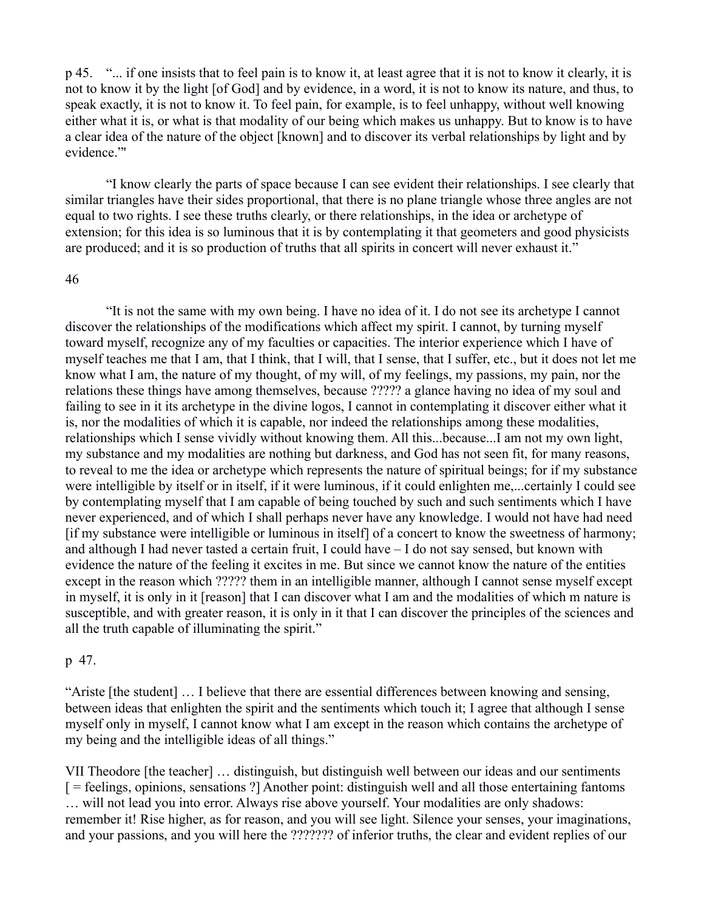p 45. "... if one insists that to feel pain is to know it, at least agree that it is not to know it clearly, it is not to know it by the light [of God] and by evidence, in a word, it is not to know its nature, and thus, to speak exactly, it is not to know it. To feel pain, for example, is to feel unhappy, without well knowing either what it is, or what is that modality of our being which makes us unhappy. But to know is to have a clear idea of the nature of the object [known] and to discover its verbal relationships by light and by evidence.'"

"I know clearly the parts of space because I can see evident their relationships. I see clearly that similar triangles have their sides proportional, that there is no plane triangle whose three angles are not equal to two rights. I see these truths clearly, or there relationships, in the idea or archetype of extension; for this idea is so luminous that it is by contemplating it that geometers and good physicists are produced; and it is so production of truths that all spirits in concert will never exhaust it."

46

"It is not the same with my own being. I have no idea of it. I do not see its archetype I cannot discover the relationships of the modifications which affect my spirit. I cannot, by turning myself toward myself, recognize any of my faculties or capacities. The interior experience which I have of myself teaches me that I am, that I think, that I will, that I sense, that I suffer, etc., but it does not let me know what I am, the nature of my thought, of my will, of my feelings, my passions, my pain, nor the relations these things have among themselves, because ????? a glance having no idea of my soul and failing to see in it its archetype in the divine logos, I cannot in contemplating it discover either what it is, nor the modalities of which it is capable, nor indeed the relationships among these modalities, relationships which I sense vividly without knowing them. All this...because...I am not my own light, my substance and my modalities are nothing but darkness, and God has not seen fit, for many reasons, to reveal to me the idea or archetype which represents the nature of spiritual beings; for if my substance were intelligible by itself or in itself, if it were luminous, if it could enlighten me,...certainly I could see by contemplating myself that I am capable of being touched by such and such sentiments which I have never experienced, and of which I shall perhaps never have any knowledge. I would not have had need [if my substance were intelligible or luminous in itself] of a concert to know the sweetness of harmony; and although I had never tasted a certain fruit, I could have – I do not say sensed, but known with evidence the nature of the feeling it excites in me. But since we cannot know the nature of the entities except in the reason which ????? them in an intelligible manner, although I cannot sense myself except in myself, it is only in it [reason] that I can discover what I am and the modalities of which m nature is susceptible, and with greater reason, it is only in it that I can discover the principles of the sciences and all the truth capable of illuminating the spirit."

p 47.

"Ariste [the student] … I believe that there are essential differences between knowing and sensing, between ideas that enlighten the spirit and the sentiments which touch it; I agree that although I sense myself only in myself, I cannot know what I am except in the reason which contains the archetype of my being and the intelligible ideas of all things."

VII Theodore [the teacher] … distinguish, but distinguish well between our ideas and our sentiments [ = feelings, opinions, sensations ?] Another point: distinguish well and all those entertaining fantoms … will not lead you into error. Always rise above yourself. Your modalities are only shadows: remember it! Rise higher, as for reason, and you will see light. Silence your senses, your imaginations, and your passions, and you will here the ??????? of inferior truths, the clear and evident replies of our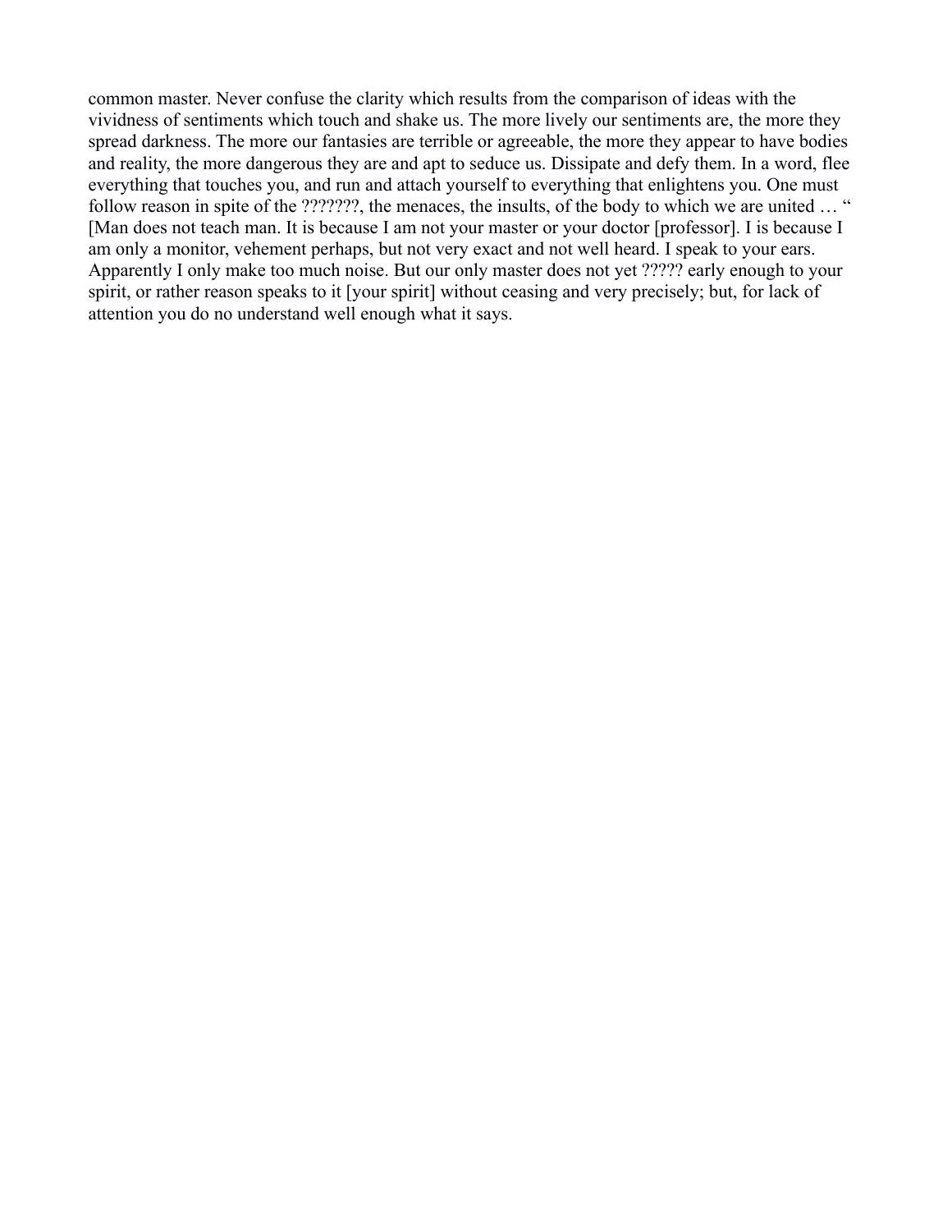common master. Never confuse the clarity which results from the comparison of ideas with the vividness of sentiments which touch and shake us. The more lively our sentiments are, the more they spread darkness. The more our fantasies are terrible or agreeable, the more they appear to have bodies and reality, the more dangerous they are and apt to seduce us. Dissipate and defy them. In a word, flee everything that touches you, and run and attach yourself to everything that enlightens you. One must follow reason in spite of the ???????, the menaces, the insults, of the body to which we are united … " [Man does not teach man. It is because I am not your master or your doctor [professor]. I is because I am only a monitor, vehement perhaps, but not very exact and not well heard. I speak to your ears. Apparently I only make too much noise. But our only master does not yet ????? early enough to your spirit, or rather reason speaks to it [your spirit] without ceasing and very precisely; but, for lack of attention you do no understand well enough what it says.